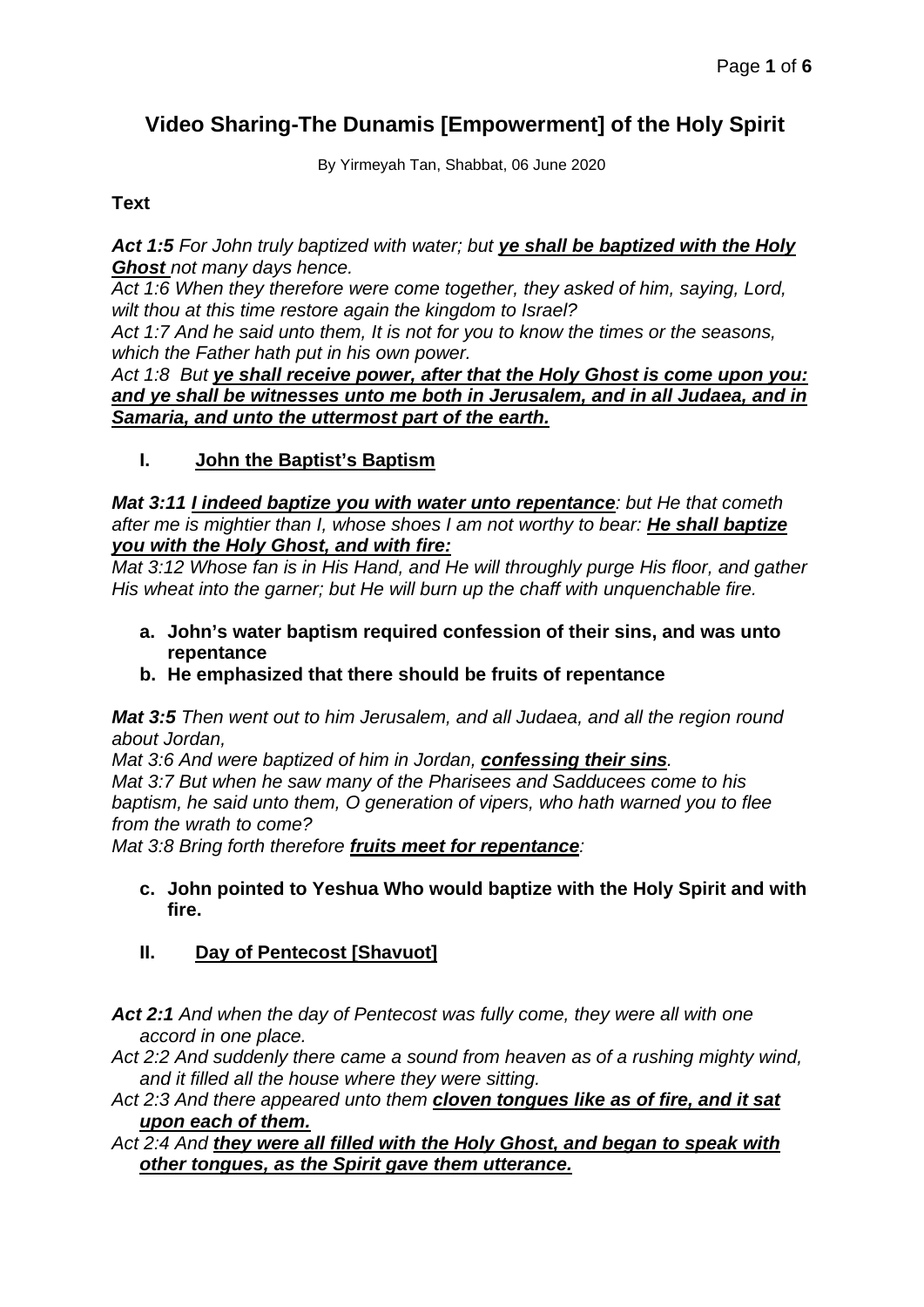# Video Sharing-The Dunamis [Empowerment] of the Holy Spirit

By Yirmeyah Tan, Shabbat, 06 June 2020

**Text**

***Act 1:5*** *For John truly baptized with water; but* ***ye shall be baptized with the Holy Ghost*** *not many days hence.*
*Act 1:6 When they therefore were come together, they asked of him, saying, Lord, wilt thou at this time restore again the kingdom to Israel?*
*Act 1:7 And he said unto them, It is not for you to know the times or the seasons, which the Father hath put in his own power.*
*Act 1:8 But* ***ye shall receive power, after that the Holy Ghost is come upon you: and ye shall be witnesses unto me both in Jerusalem, and in all Judaea, and in Samaria, and unto the uttermost part of the earth.***

## I. John the Baptist's Baptism

***Mat 3:11*** ***I indeed baptize you with water unto repentance****: but He that cometh after me is mightier than I, whose shoes I am not worthy to bear:* ***He shall baptize you with the Holy Ghost, and with fire:***
*Mat 3:12 Whose fan is in His Hand, and He will throughly purge His floor, and gather His wheat into the garner; but He will burn up the chaff with unquenchable fire.*

a. **John's water baptism required confession of their sins, and was unto repentance**
b. **He emphasized that there should be fruits of repentance**

***Mat 3:5*** *Then went out to him Jerusalem, and all Judaea, and all the region round about Jordan,*
*Mat 3:6 And were baptized of him in Jordan,* ***confessing their sins****.*
*Mat 3:7 But when he saw many of the Pharisees and Sadducees come to his baptism, he said unto them, O generation of vipers, who hath warned you to flee from the wrath to come?*
*Mat 3:8 Bring forth therefore* ***fruits meet for repentance****:*

c. **John pointed to Yeshua Who would baptize with the Holy Spirit and with fire.**

## II. Day of Pentecost [Shavuot]

***Act 2:1*** *And when the day of Pentecost was fully come, they were all with one accord in one place.*
*Act 2:2 And suddenly there came a sound from heaven as of a rushing mighty wind, and it filled all the house where they were sitting.*
*Act 2:3 And there appeared unto them* ***cloven tongues like as of fire, and it sat upon each of them.***
*Act 2:4 And* ***they were all filled with the Holy Ghost, and began to speak with other tongues, as the Spirit gave them utterance.***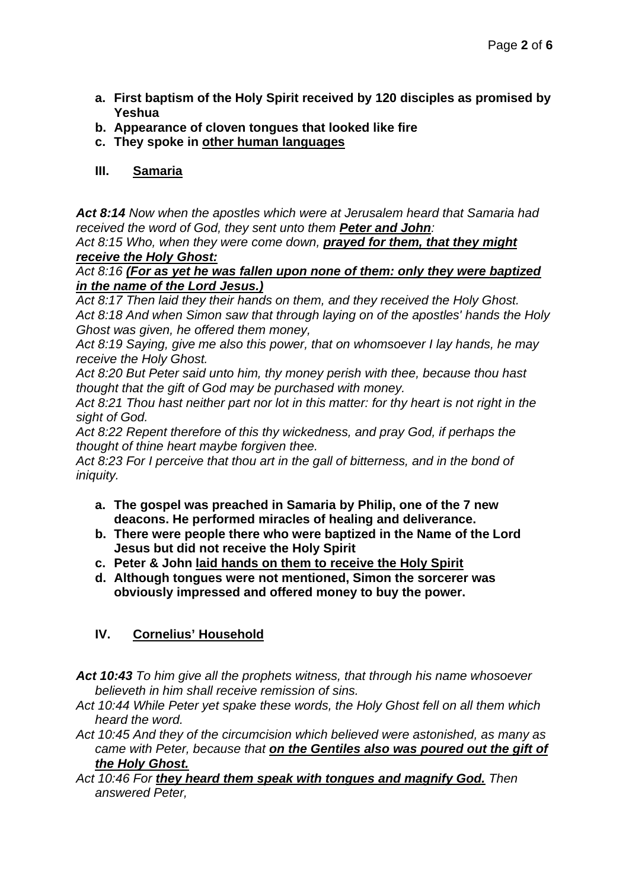a. **First baptism of the Holy Spirit received by 120 disciples as promised by Yeshua**
b. **Appearance of cloven tongues that looked like fire**
c. **They spoke in <u>other human languages</u>**

## III. <u>Samaria</u>

***Act 8:14*** *Now when the apostles which were at Jerusalem heard that Samaria had received the word of God, they sent unto them* ***<u>Peter and John</u>****:*
*Act 8:15 Who, when they were come down,* ***<u>prayed for them, that they might receive the Holy Ghost:</u>***
*Act 8:16* ***<u>(For as yet he was fallen upon none of them: only they were baptized in the name of the Lord Jesus.)</u>***
*Act 8:17 Then laid they their hands on them, and they received the Holy Ghost.*
*Act 8:18 And when Simon saw that through laying on of the apostles' hands the Holy Ghost was given, he offered them money,*
*Act 8:19 Saying, give me also this power, that on whomsoever I lay hands, he may receive the Holy Ghost.*
*Act 8:20 But Peter said unto him, thy money perish with thee, because thou hast thought that the gift of God may be purchased with money.*
*Act 8:21 Thou hast neither part nor lot in this matter: for thy heart is not right in the sight of God.*
*Act 8:22 Repent therefore of this thy wickedness, and pray God, if perhaps the thought of thine heart maybe forgiven thee.*
*Act 8:23 For I perceive that thou art in the gall of bitterness, and in the bond of iniquity.*

a. **The gospel was preached in Samaria by Philip, one of the 7 new deacons. He performed miracles of healing and deliverance.**
b. **There were people there who were baptized in the Name of the Lord Jesus but did not receive the Holy Spirit**
c. **Peter & John <u>laid hands on them to receive the Holy Spirit</u>**
d. **Although tongues were not mentioned, Simon the sorcerer was obviously impressed and offered money to buy the power.**

## IV. <u>Cornelius' Household</u>

***Act 10:43*** *To him give all the prophets witness, that through his name whosoever believeth in him shall receive remission of sins.*
*Act 10:44 While Peter yet spake these words, the Holy Ghost fell on all them which heard the word.*
*Act 10:45 And they of the circumcision which believed were astonished, as many as came with Peter, because that* ***<u>on the Gentiles also was poured out the gift of the Holy Ghost.</u>***
*Act 10:46 For* ***<u>they heard them speak with tongues and magnify God.</u>*** *Then answered Peter,*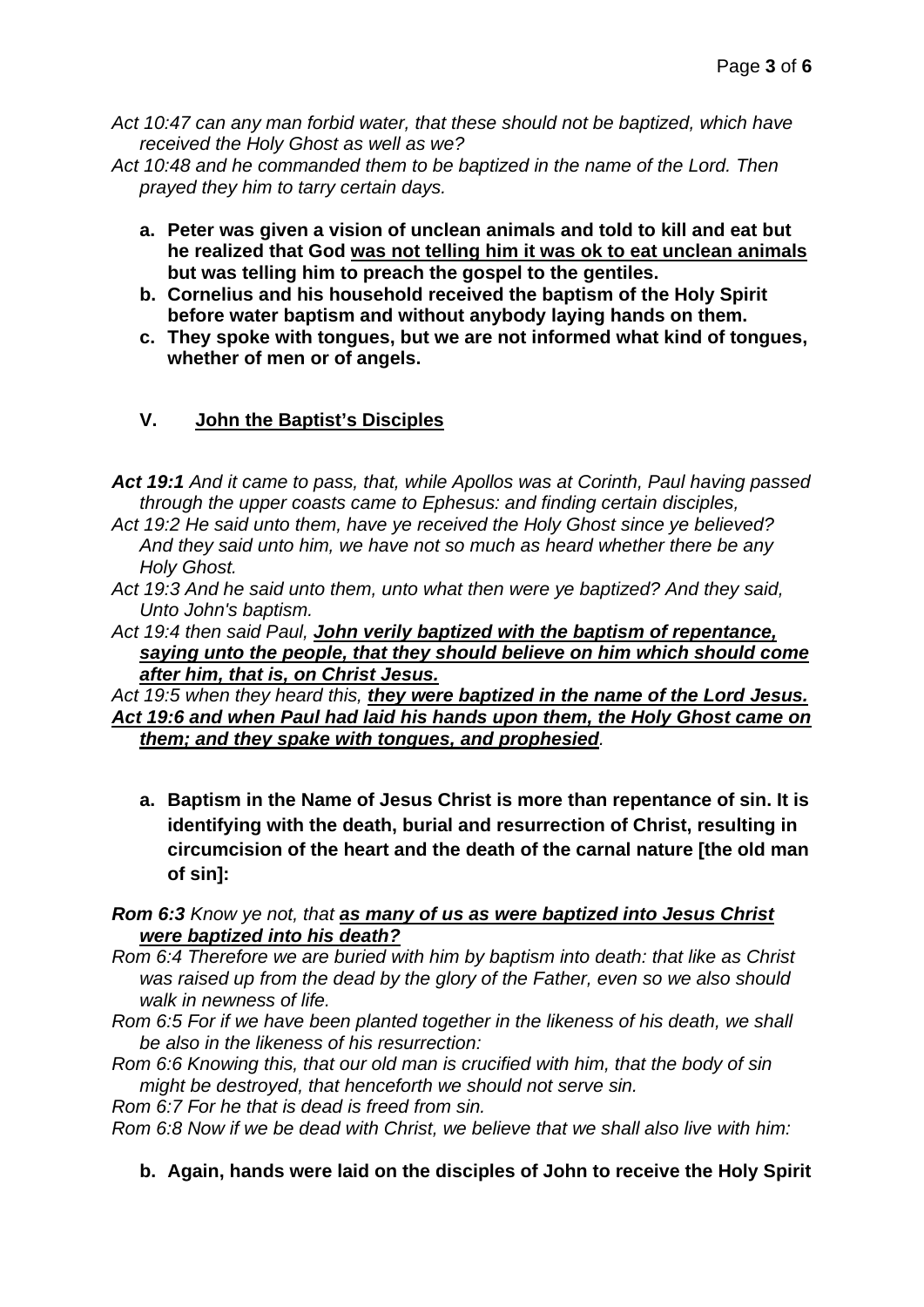*Act 10:47 can any man forbid water, that these should not be baptized, which have received the Holy Ghost as well as we?*

*Act 10:48 and he commanded them to be baptized in the name of the Lord. Then prayed they him to tarry certain days.*

a. **Peter was given a vision of unclean animals and told to kill and eat but he realized that God <u>was not telling him it was ok to eat unclean animals</u> but was telling him to preach the gospel to the gentiles.**
b. **Cornelius and his household received the baptism of the Holy Spirit before water baptism and without anybody laying hands on them.**
c. **They spoke with tongues, but we are not informed what kind of tongues, whether of men or of angels.**

## V. John the Baptist's Disciples

***Act 19:1*** *And it came to pass, that, while Apollos was at Corinth, Paul having passed through the upper coasts came to Ephesus: and finding certain disciples,*

*Act 19:2 He said unto them, have ye received the Holy Ghost since ye believed? And they said unto him, we have not so much as heard whether there be any Holy Ghost.*

*Act 19:3 And he said unto them, unto what then were ye baptized? And they said, Unto John's baptism.*

*Act 19:4 then said Paul, **<u>John verily baptized with the baptism of repentance, saying unto the people, that they should believe on him which should come after him, that is, on Christ Jesus.</u>***

*Act 19:5 when they heard this, **<u>they were baptized in the name of the Lord Jesus.</u>***

***<u>Act 19:6 and when Paul had laid his hands upon them, the Holy Ghost came on them; and they spake with tongues, and prophesied</u>***.

a. **Baptism in the Name of Jesus Christ is more than repentance of sin. It is identifying with the death, burial and resurrection of Christ, resulting in circumcision of the heart and the death of the carnal nature [the old man of sin]:**

***Rom 6:3*** *Know ye not, that **<u>as many of us as were baptized into Jesus Christ were baptized into his death?</u>***

*Rom 6:4 Therefore we are buried with him by baptism into death: that like as Christ was raised up from the dead by the glory of the Father, even so we also should walk in newness of life.*

*Rom 6:5 For if we have been planted together in the likeness of his death, we shall be also in the likeness of his resurrection:*

*Rom 6:6 Knowing this, that our old man is crucified with him, that the body of sin might be destroyed, that henceforth we should not serve sin.*

*Rom 6:7 For he that is dead is freed from sin.*

*Rom 6:8 Now if we be dead with Christ, we believe that we shall also live with him:*

b. **Again, hands were laid on the disciples of John to receive the Holy Spirit**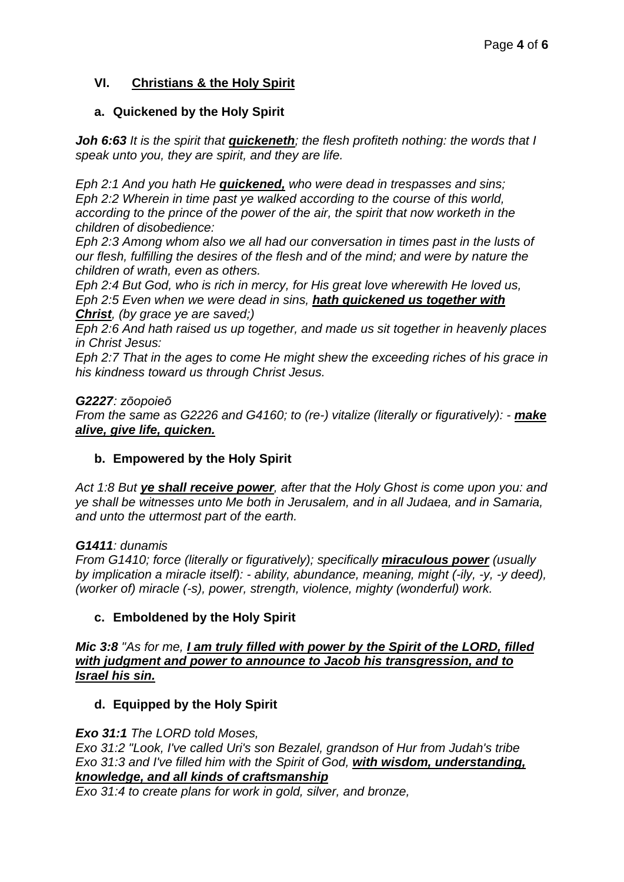## VI. Christians & the Holy Spirit

### a. Quickened by the Holy Spirit

***Joh 6:63*** *It is the spirit that* ***quickeneth****; the flesh profiteth nothing: the words that I speak unto you, they are spirit, and they are life.*

*Eph 2:1 And you hath He* ***quickened,*** *who were dead in trespasses and sins;*
*Eph 2:2 Wherein in time past ye walked according to the course of this world, according to the prince of the power of the air, the spirit that now worketh in the children of disobedience:*
*Eph 2:3 Among whom also we all had our conversation in times past in the lusts of our flesh, fulfilling the desires of the flesh and of the mind; and were by nature the children of wrath, even as others.*
*Eph 2:4 But God, who is rich in mercy, for His great love wherewith He loved us,*
*Eph 2:5 Even when we were dead in sins,* ***hath quickened us together with Christ****, (by grace ye are saved;)*
*Eph 2:6 And hath raised us up together, and made us sit together in heavenly places in Christ Jesus:*
*Eph 2:7 That in the ages to come He might shew the exceeding riches of his grace in his kindness toward us through Christ Jesus.*

***G2227****: zōopoieō*
*From the same as G2226 and G4160; to (re-) vitalize (literally or figuratively): -* ***make alive, give life, quicken.***

### b. Empowered by the Holy Spirit

*Act 1:8 But* ***ye shall receive power****, after that the Holy Ghost is come upon you: and ye shall be witnesses unto Me both in Jerusalem, and in all Judaea, and in Samaria, and unto the uttermost part of the earth.*

***G1411****: dunamis*
*From G1410; force (literally or figuratively); specifically* ***miraculous power*** *(usually by implication a miracle itself): - ability, abundance, meaning, might (-ily, -y, -y deed), (worker of) miracle (-s), power, strength, violence, mighty (wonderful) work.*

### c. Emboldened by the Holy Spirit

***Mic 3:8*** *"As for me,* ***I am truly filled with power by the Spirit of the LORD, filled with judgment and power to announce to Jacob his transgression, and to Israel his sin.***

### d. Equipped by the Holy Spirit

***Exo 31:1*** *The LORD told Moses,*
*Exo 31:2 "Look, I've called Uri's son Bezalel, grandson of Hur from Judah's tribe*
*Exo 31:3 and I've filled him with the Spirit of God,* ***with wisdom, understanding, knowledge, and all kinds of craftsmanship***
*Exo 31:4 to create plans for work in gold, silver, and bronze,*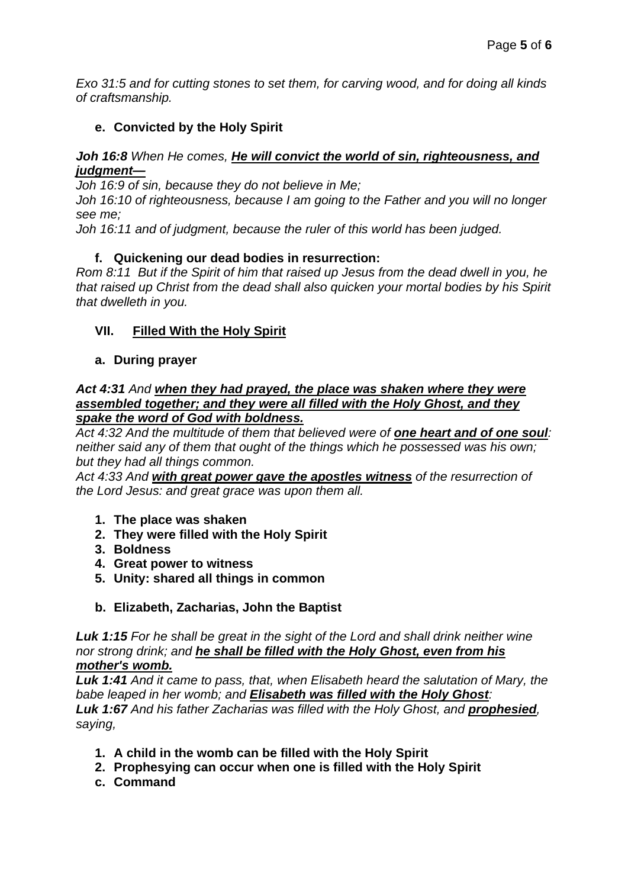*Exo 31:5 and for cutting stones to set them, for carving wood, and for doing all kinds of craftsmanship.*

**e. Convicted by the Holy Spirit**

***Joh 16:8*** *When He comes,* ***He will convict the world of sin, righteousness, and judgment—***
*Joh 16:9 of sin, because they do not believe in Me;*
*Joh 16:10 of righteousness, because I am going to the Father and you will no longer see me;*
*Joh 16:11 and of judgment, because the ruler of this world has been judged.*

**f. Quickening our dead bodies in resurrection:**

*Rom 8:11 But if the Spirit of him that raised up Jesus from the dead dwell in you, he that raised up Christ from the dead shall also quicken your mortal bodies by his Spirit that dwelleth in you.*

## VII. Filled With the Holy Spirit

**a. During prayer**

***Act 4:31*** *And* ***when they had prayed, the place was shaken where they were assembled together; and they were all filled with the Holy Ghost, and they spake the word of God with boldness.***
*Act 4:32 And the multitude of them that believed were of* ***one heart and of one soul****: neither said any of them that ought of the things which he possessed was his own; but they had all things common.*
*Act 4:33 And* ***with great power gave the apostles witness*** *of the resurrection of the Lord Jesus: and great grace was upon them all.*

1. **The place was shaken**
2. **They were filled with the Holy Spirit**
3. **Boldness**
4. **Great power to witness**
5. **Unity: shared all things in common**

**b. Elizabeth, Zacharias, John the Baptist**

***Luk 1:15*** *For he shall be great in the sight of the Lord and shall drink neither wine nor strong drink; and* ***he shall be filled with the Holy Ghost, even from his mother's womb.***
***Luk 1:41*** *And it came to pass, that, when Elisabeth heard the salutation of Mary, the babe leaped in her womb; and* ***Elisabeth was filled with the Holy Ghost****:*
***Luk 1:67*** *And his father Zacharias was filled with the Holy Ghost, and* ***prophesied****, saying,*

1. **A child in the womb can be filled with the Holy Spirit**
2. **Prophesying can occur when one is filled with the Holy Spirit**

**c. Command**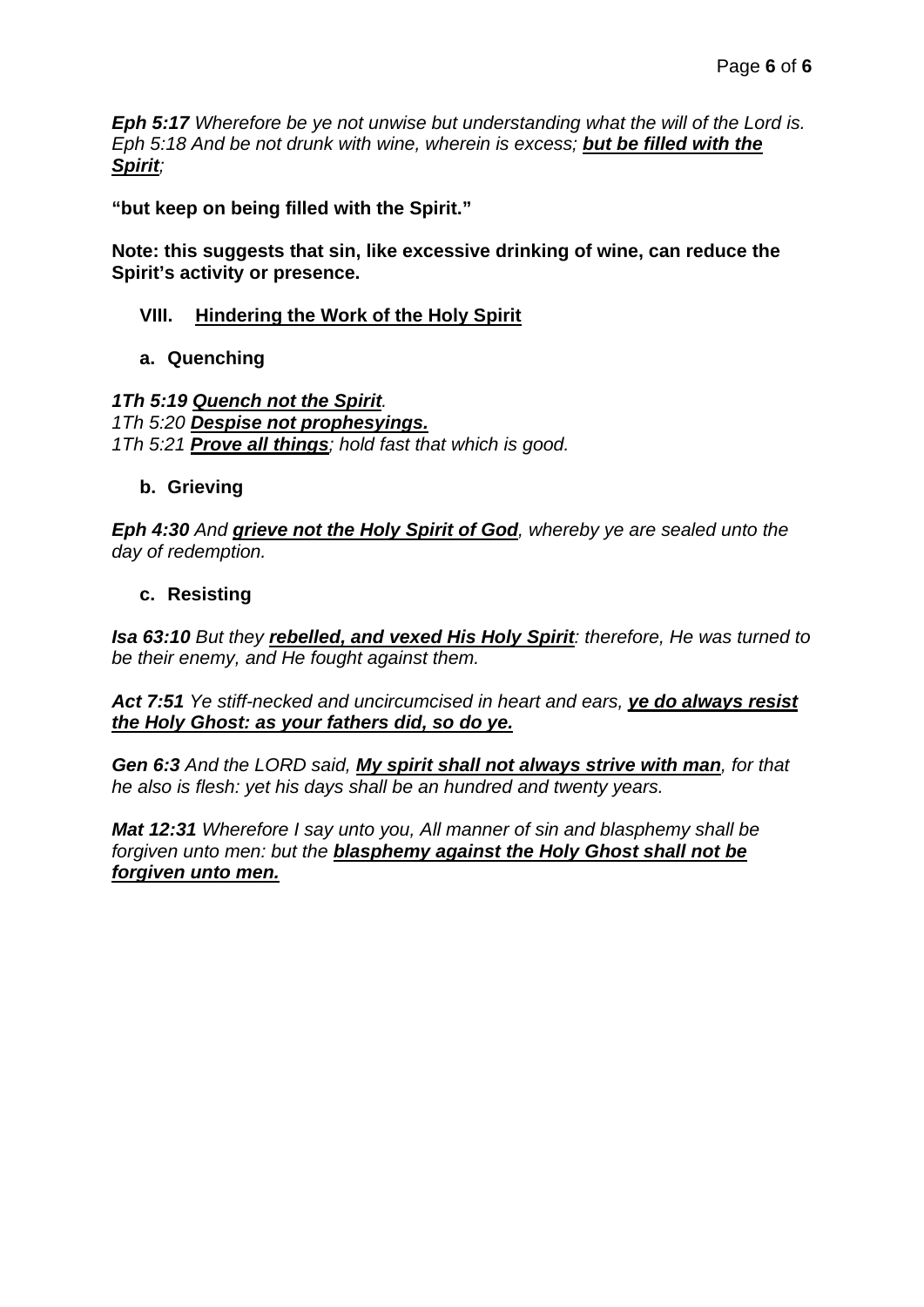***Eph 5:17*** *Wherefore be ye not unwise but understanding what the will of the Lord is.*
*Eph 5:18 And be not drunk with wine, wherein is excess;* ***<u>but be filled with the Spirit</u>****;*

**"but keep on being filled with the Spirit."**

**Note: this suggests that sin, like excessive drinking of wine, can reduce the Spirit's activity or presence.**

## VIII. <u>Hindering the Work of the Holy Spirit</u>

### a. Quenching

***1Th 5:19*** ***<u>Quench not the Spirit</u>****.*
*1Th 5:20* ***<u>Despise not prophesyings.</u>***
*1Th 5:21* ***<u>Prove all things</u>****; hold fast that which is good.*

### b. Grieving

***Eph 4:30*** *And* ***<u>grieve not the Holy Spirit of God</u>****, whereby ye are sealed unto the day of redemption.*

### c. Resisting

***Isa 63:10*** *But they* ***<u>rebelled, and vexed His Holy Spirit</u>****: therefore, He was turned to be their enemy, and He fought against them.*

***Act 7:51*** *Ye stiff-necked and uncircumcised in heart and ears,* ***<u>ye do always resist the Holy Ghost: as your fathers did, so do ye.</u>***

***Gen 6:3*** *And the LORD said,* ***<u>My spirit shall not always strive with man</u>****, for that he also is flesh: yet his days shall be an hundred and twenty years.*

***Mat 12:31*** *Wherefore I say unto you, All manner of sin and blasphemy shall be forgiven unto men: but the* ***<u>blasphemy against the Holy Ghost shall not be forgiven unto men.</u>***